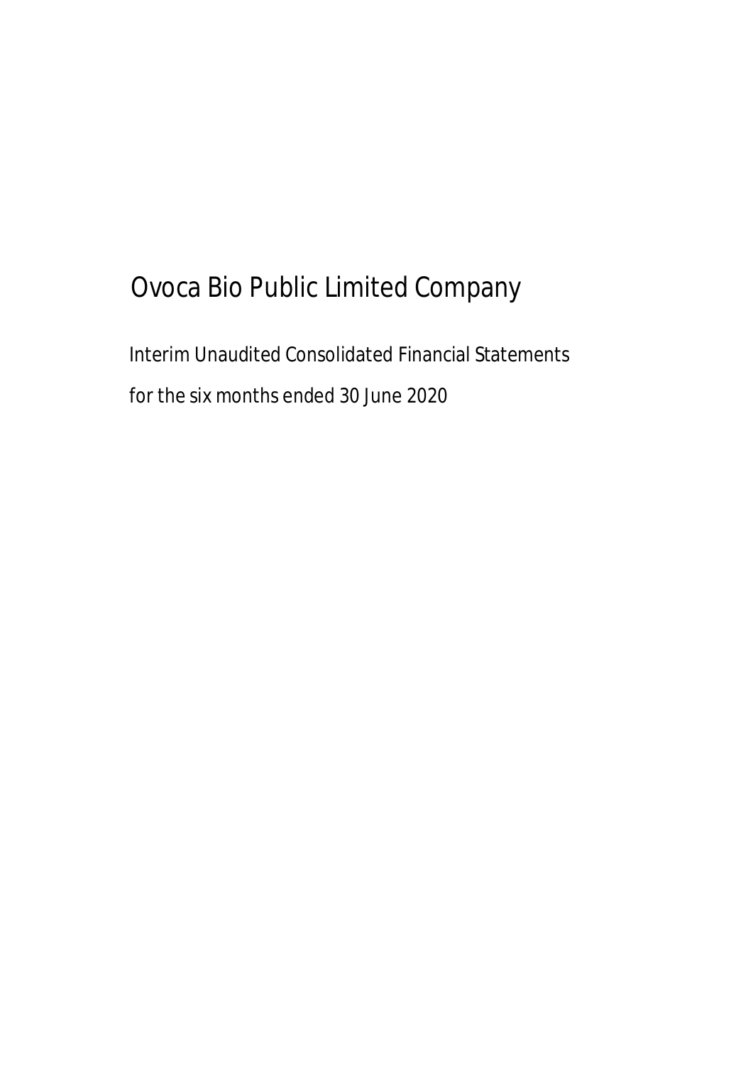# Ovoca Bio Public Limited Company

Interim Unaudited Consolidated Financial Statements

for the six months ended 30 June 2020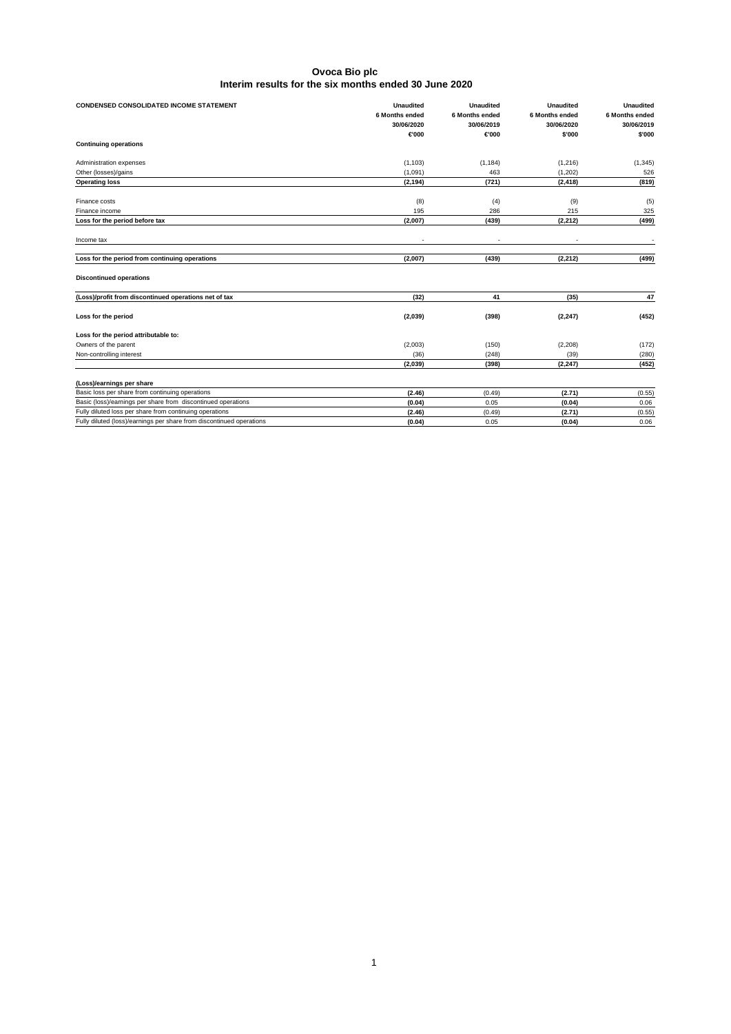# Ovoca Bio plc
## Interim results for the six months ended 30 June 2020

| CONDENSED CONSOLIDATED INCOME STATEMENT | Unaudited 6 Months ended 30/06/2020 €'000 | Unaudited 6 Months ended 30/06/2019 €'000 | Unaudited 6 Months ended 30/06/2020 $'000 | Unaudited 6 Months ended 30/06/2019 $'000 |
|---|---|---|---|---|
| **Continuing operations** | | | | |
| Administration expenses | (1,103) | (1,184) | (1,216) | (1,345) |
| Other (losses)/gains | (1,091) | 463 | (1,202) | 526 |
| **Operating loss** | **(2,194)** | **(721)** | **(2,418)** | **(819)** |
| Finance costs | (8) | (4) | (9) | (5) |
| Finance income | 195 | 286 | 215 | 325 |
| **Loss for the period before tax** | **(2,007)** | **(439)** | **(2,212)** | **(499)** |
| Income tax | - | - | - | - |
| **Loss for the period from continuing operations** | **(2,007)** | **(439)** | **(2,212)** | **(499)** |
| **Discontinued operations** | | | | |
| **(Loss)/profit from discontinued operations net of tax** | **(32)** | **41** | **(35)** | **47** |
| **Loss for the period** | **(2,039)** | **(398)** | **(2,247)** | **(452)** |
| **Loss for the period attributable to:** | | | | |
| Owners of the parent | (2,003) | (150) | (2,208) | (172) |
| Non-controlling interest | (36) | (248) | (39) | (280) |
| | **(2,039)** | **(398)** | **(2,247)** | **(452)** |
| **(Loss)/earnings per share** | | | | |
| Basic loss per share from continuing operations | **(2.46)** | (0.49) | **(2.71)** | (0.55) |
| Basic (loss)/earnings per share from discontinued operations | **(0.04)** | 0.05 | **(0.04)** | 0.06 |
| Fully diluted loss per share from continuing operations | **(2.46)** | (0.49) | **(2.71)** | (0.55) |
| Fully diluted (loss)/earnings per share from discontinued operations | **(0.04)** | 0.05 | **(0.04)** | 0.06 |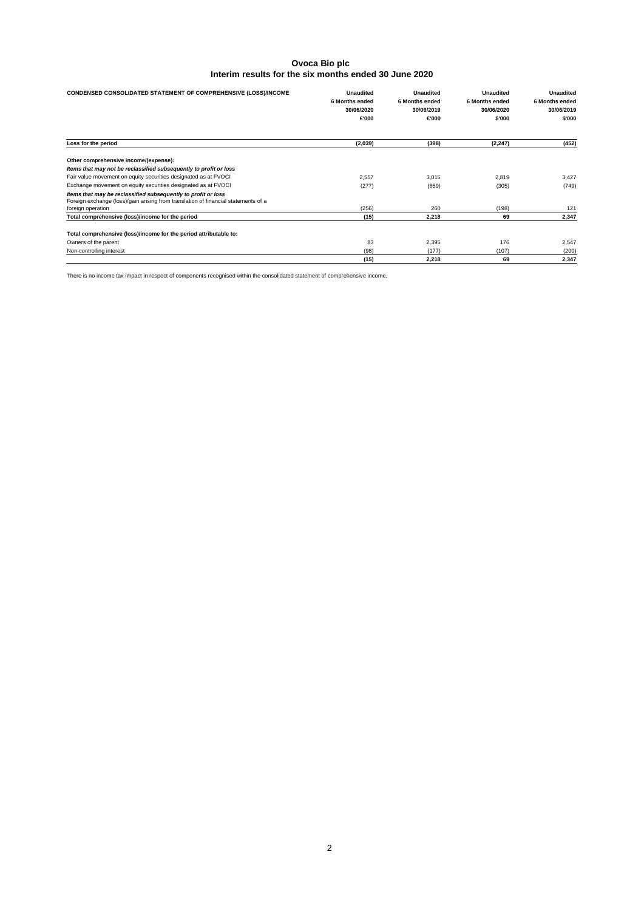# Ovoca Bio plc
## Interim results for the six months ended 30 June 2020

| CONDENSED CONSOLIDATED STATEMENT OF COMPREHENSIVE (LOSS)/INCOME | Unaudited 6 Months ended 30/06/2020 €'000 | Unaudited 6 Months ended 30/06/2019 €'000 | Unaudited 6 Months ended 30/06/2020 $'000 | Unaudited 6 Months ended 30/06/2019 $'000 |
|---|---|---|---|---|
| **Loss for the period** | **(2,039)** | **(398)** | **(2,247)** | **(452)** |
| **Other comprehensive income/(expense):** | | | | |
| ***Items that may not be reclassified subsequently to profit or loss*** | | | | |
| Fair value movement on equity securities designated as at FVOCI | 2,557 | 3,015 | 2,819 | 3,427 |
| Exchange movement on equity securities designated as at FVOCI | (277) | (659) | (305) | (749) |
| ***Items that may be reclassified subsequently to profit or loss*** | | | | |
| Foreign exchange (loss)/gain arising from translation of financial statements of a foreign operation | (256) | 260 | (198) | 121 |
| **Total comprehensive (loss)/income for the period** | **(15)** | **2,218** | **69** | **2,347** |
| **Total comprehensive (loss)/income for the period attributable to:** | | | | |
| Owners of the parent | 83 | 2,395 | 176 | 2,547 |
| Non-controlling interest | (98) | (177) | (107) | (200) |
| | **(15)** | **2,218** | **69** | **2,347** |

There is no income tax impact in respect of components recognised within the consolidated statement of comprehensive income.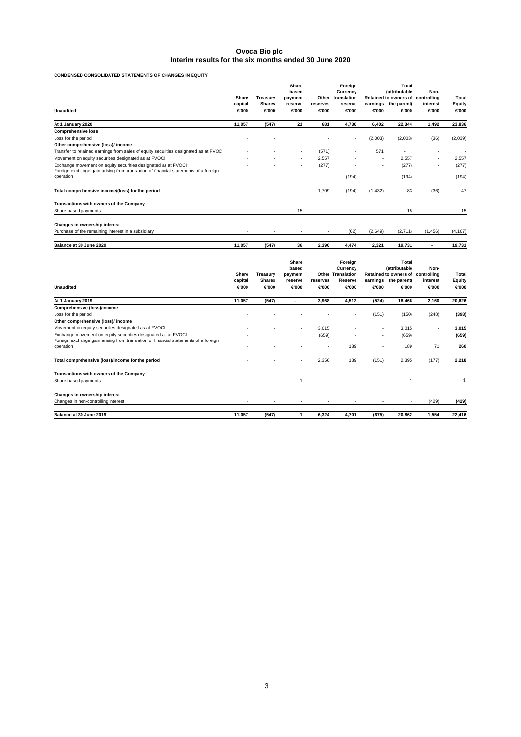# Ovoca Bio plc
## Interim results for the six months ended 30 June 2020

**CONDENSED CONSOLIDATED STATEMENTS OF CHANGES IN EQUITY**

| Unaudited | Share capital €'000 | Treasury Shares €'000 | Share based payment reserve €'000 | Other reserves €'000 | Foreign Currency translation reserve €'000 | Retained earnings €'000 | Total (attributable to owners of the parent) €'000 | Non-controlling interest €'000 | Total Equity €'000 |
|---|---|---|---|---|---|---|---|---|---|
| **At 1 January 2020** | **11,057** | **(547)** | **21** | **681** | **4,730** | **6,402** | **22,344** | **1,492** | **23,836** |
| **Comprehensive loss** | | | | | | | | | |
| Loss for the period | - | - | | - | - | (2,003) | (2,003) | (36) | (2,039) |
| **Other comprehensive (loss)/ income** | | | | | | | | | |
| Transfer to retained earnings from sales of equity securities designated as at FVOC | - | - | - | (571) | - | 571 | - | - | - |
| Movement on equity securities designated as at FVOCI | - | - | - | 2,557 | - | - | 2,557 | - | 2,557 |
| Exchange movement on equity securities designated as at FVOCI | - | - | - | (277) | - | - | (277) | - | (277) |
| Foreign exchange gain arising from translation of financial statements of a foreign operation | - | - | - | - | (194) | - | (194) | - | (194) |
| **Total comprehensive income/(loss) for the period** | - | - | - | 1,709 | (194) | (1,432) | 83 | (36) | 47 |
| **Transactions with owners of the Company** | | | | | | | | | |
| Share based payments | - | - | 15 | - | - | - | 15 | - | 15 |
| **Changes in ownership interest** | | | | | | | | | |
| Purchase of the remaining interest in a subsidiary | - | - | - | - | (62) | (2,649) | (2,711) | (1,456) | (4,167) |
| **Balance at 30 June 2020** | **11,057** | **(547)** | **36** | **2,390** | **4,474** | **2,321** | **19,731** | **-** | **19,731** |

| Unaudited | Share capital €'000 | Treasury Shares €'000 | Share based payment reserve €'000 | Other reserves €'000 | Foreign Currency Translation Reserve €'000 | Retained earnings €'000 | Total (attributable to owners of the parent) €'000 | Non-controlling interest €'000 | Total Equity €'000 |
|---|---|---|---|---|---|---|---|---|---|
| **At 1 January 2019** | **11,057** | **(547)** | **-** | **3,968** | **4,512** | **(524)** | **18,466** | **2,160** | **20,626** |
| **Comprehensive (loss)/income** | | | | | | | | | |
| Loss for the period | - | - | - | - | - | (151) | (150) | (248) | **(398)** |
| **Other comprehensive (loss)/ income** | | | | | | | | | |
| Movement on equity securities designated as at FVOCI | - | - | - | 3,015 | - | - | 3,015 | - | **3,015** |
| Exchange movement on equity securities designated as at FVOCI | - | | | (659) | - | - | (659) | | **(659)** |
| Foreign exchange gain arising from translation of financial statements of a foreign operation | - | - | - | - | 189 | - | 189 | 71 | **260** |
| **Total comprehensive (loss)/income for the period** | - | - | - | 2,356 | 189 | (151) | 2,395 | (177) | **2,218** |
| **Transactions with owners of the Company** | | | | | | | | | |
| Share based payments | - | - | 1 | - | - | - | 1 | - | **1** |
| **Changes in ownership interest** | | | | | | | | | |
| Changes in non-controlling interest | - | - | - | - | - | - | - | (429) | **(429)** |
| **Balance at 30 June 2019** | **11,057** | **(547)** | **1** | **6,324** | **4,701** | **(675)** | **20,862** | **1,554** | **22,416** |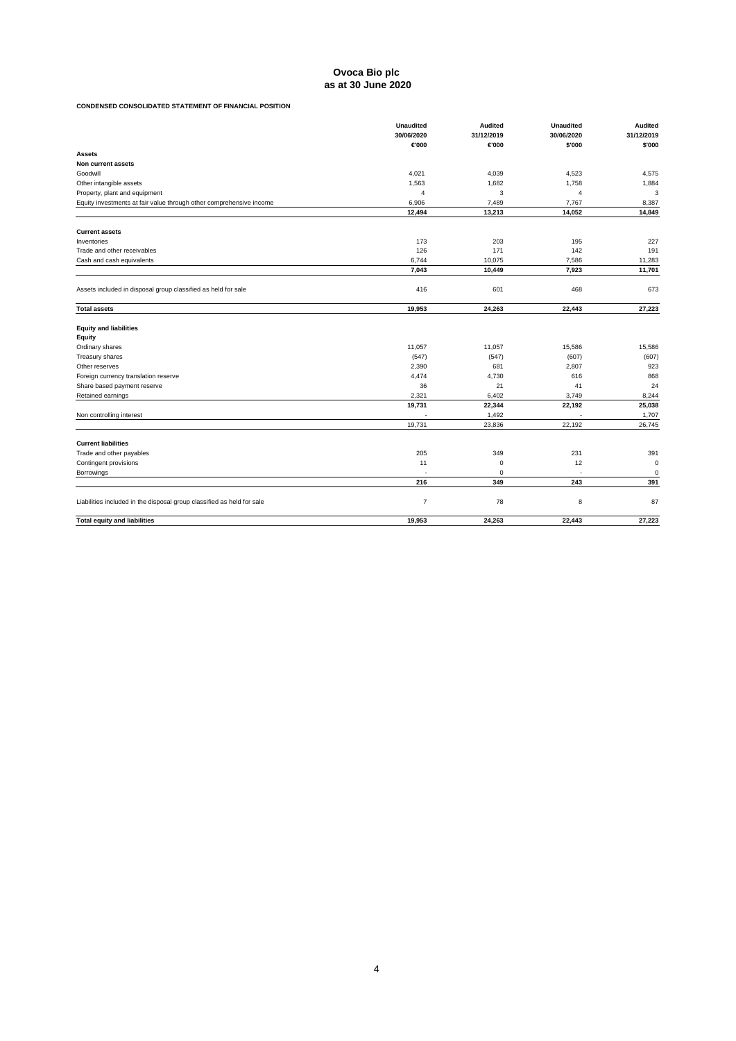# Ovoca Bio plc
## as at 30 June 2020

**CONDENSED CONSOLIDATED STATEMENT OF FINANCIAL POSITION**

| | Unaudited 30/06/2020 €'000 | Audited 31/12/2019 €'000 | Unaudited 30/06/2020 $'000 | Audited 31/12/2019 $'000 |
|---|---|---|---|---|
| **Assets** | | | | |
| **Non current assets** | | | | |
| Goodwill | 4,021 | 4,039 | 4,523 | 4,575 |
| Other intangible assets | 1,563 | 1,682 | 1,758 | 1,884 |
| Property, plant and equipment | 4 | 3 | 4 | 3 |
| Equity investments at fair value through other comprehensive income | 6,906 | 7,489 | 7,767 | 8,387 |
| | **12,494** | **13,213** | **14,052** | **14,849** |
| **Current assets** | | | | |
| Inventories | 173 | 203 | 195 | 227 |
| Trade and other receivables | 126 | 171 | 142 | 191 |
| Cash and cash equivalents | 6,744 | 10,075 | 7,586 | 11,283 |
| | **7,043** | **10,449** | **7,923** | **11,701** |
| Assets included in disposal group classified as held for sale | 416 | 601 | 468 | 673 |
| **Total assets** | **19,953** | **24,263** | **22,443** | **27,223** |
| **Equity and liabilities** | | | | |
| **Equity** | | | | |
| Ordinary shares | 11,057 | 11,057 | 15,586 | 15,586 |
| Treasury shares | (547) | (547) | (607) | (607) |
| Other reserves | 2,390 | 681 | 2,807 | 923 |
| Foreign currency translation reserve | 4,474 | 4,730 | 616 | 868 |
| Share based payment reserve | 36 | 21 | 41 | 24 |
| Retained earnings | 2,321 | 6,402 | 3,749 | 8,244 |
| | **19,731** | **22,344** | **22,192** | **25,038** |
| Non controlling interest | - | 1,492 | - | 1,707 |
| | 19,731 | 23,836 | 22,192 | 26,745 |
| **Current liabilities** | | | | |
| Trade and other payables | 205 | 349 | 231 | 391 |
| Contingent provisions | 11 | 0 | 12 | 0 |
| Borrowings | - | 0 | - | 0 |
| | **216** | **349** | **243** | **391** |
| Liabilities included in the disposal group classified as held for sale | 7 | 78 | 8 | 87 |
| **Total equity and liabilities** | **19,953** | **24,263** | **22,443** | **27,223** |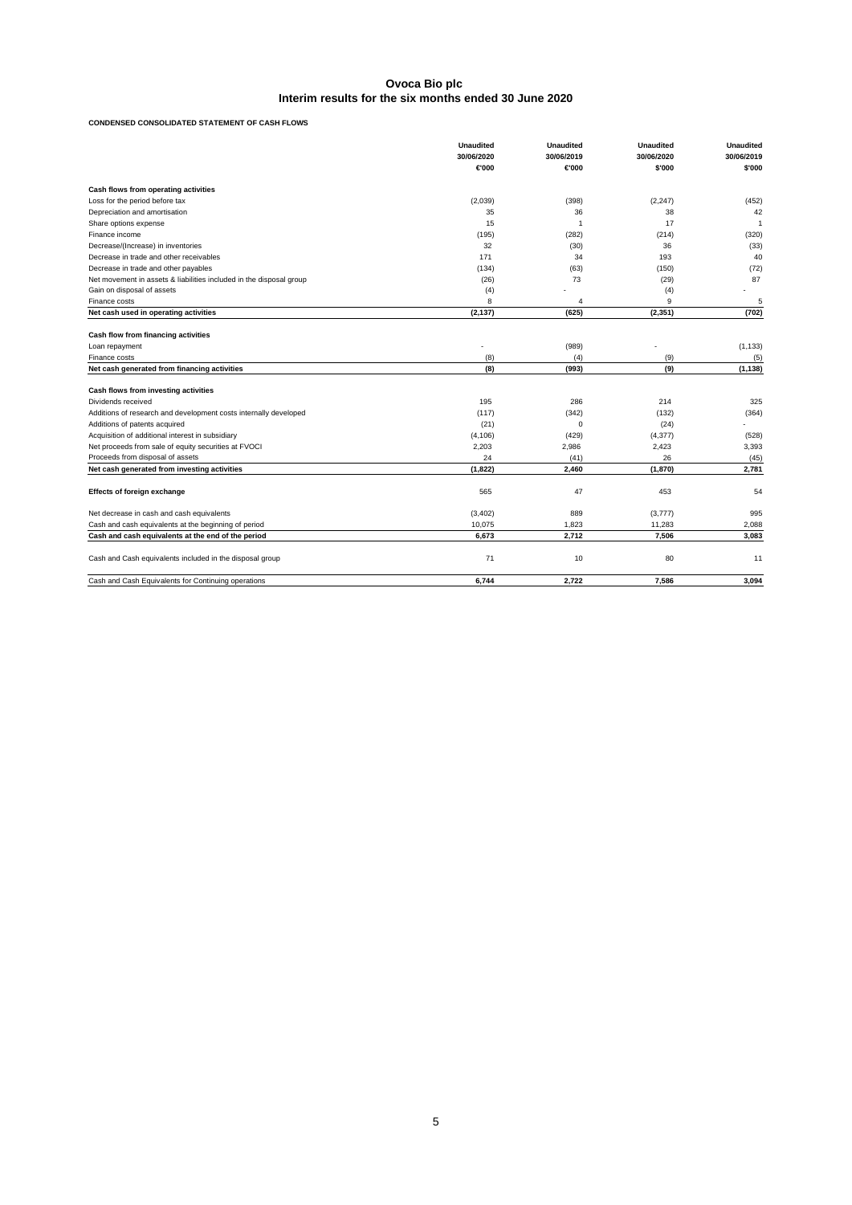# Ovoca Bio plc
## Interim results for the six months ended 30 June 2020

**CONDENSED CONSOLIDATED STATEMENT OF CASH FLOWS**

| | Unaudited 30/06/2020 €'000 | Unaudited 30/06/2019 €'000 | Unaudited 30/06/2020 $'000 | Unaudited 30/06/2019 $'000 |
|---|---|---|---|---|
| **Cash flows from operating activities** | | | | |
| Loss for the period before tax | (2,039) | (398) | (2,247) | (452) |
| Depreciation and amortisation | 35 | 36 | 38 | 42 |
| Share options expense | 15 | 1 | 17 | 1 |
| Finance income | (195) | (282) | (214) | (320) |
| Decrease/(Increase) in inventories | 32 | (30) | 36 | (33) |
| Decrease in trade and other receivables | 171 | 34 | 193 | 40 |
| Decrease in trade and other payables | (134) | (63) | (150) | (72) |
| Net movement in assets & liabilities included in the disposal group | (26) | 73 | (29) | 87 |
| Gain on disposal of assets | (4) | - | (4) | - |
| Finance costs | 8 | 4 | 9 | 5 |
| **Net cash used in operating activities** | **(2,137)** | **(625)** | **(2,351)** | **(702)** |
| **Cash flow from financing activities** | | | | |
| Loan repayment | - | (989) | - | (1,133) |
| Finance costs | (8) | (4) | (9) | (5) |
| **Net cash generated from financing activities** | **(8)** | **(993)** | **(9)** | **(1,138)** |
| **Cash flows from investing activities** | | | | |
| Dividends received | 195 | 286 | 214 | 325 |
| Additions of research and development costs internally developed | (117) | (342) | (132) | (364) |
| Additions of patents acquired | (21) | 0 | (24) | - |
| Acquisition of additional interest in subsidiary | (4,106) | (429) | (4,377) | (528) |
| Net proceeds from sale of equity securities at FVOCI | 2,203 | 2,986 | 2,423 | 3,393 |
| Proceeds from disposal of assets | 24 | (41) | 26 | (45) |
| **Net cash generated from investing activities** | **(1,822)** | **2,460** | **(1,870)** | **2,781** |
| **Effects of foreign exchange** | 565 | 47 | 453 | 54 |
| Net decrease in cash and cash equivalents | (3,402) | 889 | (3,777) | 995 |
| Cash and cash equivalents at the beginning of period | 10,075 | 1,823 | 11,283 | 2,088 |
| **Cash and cash equivalents at the end of the period** | **6,673** | **2,712** | **7,506** | **3,083** |
| Cash and Cash equivalents included in the disposal group | 71 | 10 | 80 | 11 |
| Cash and Cash Equivalents for Continuing operations | **6,744** | **2,722** | **7,586** | **3,094** |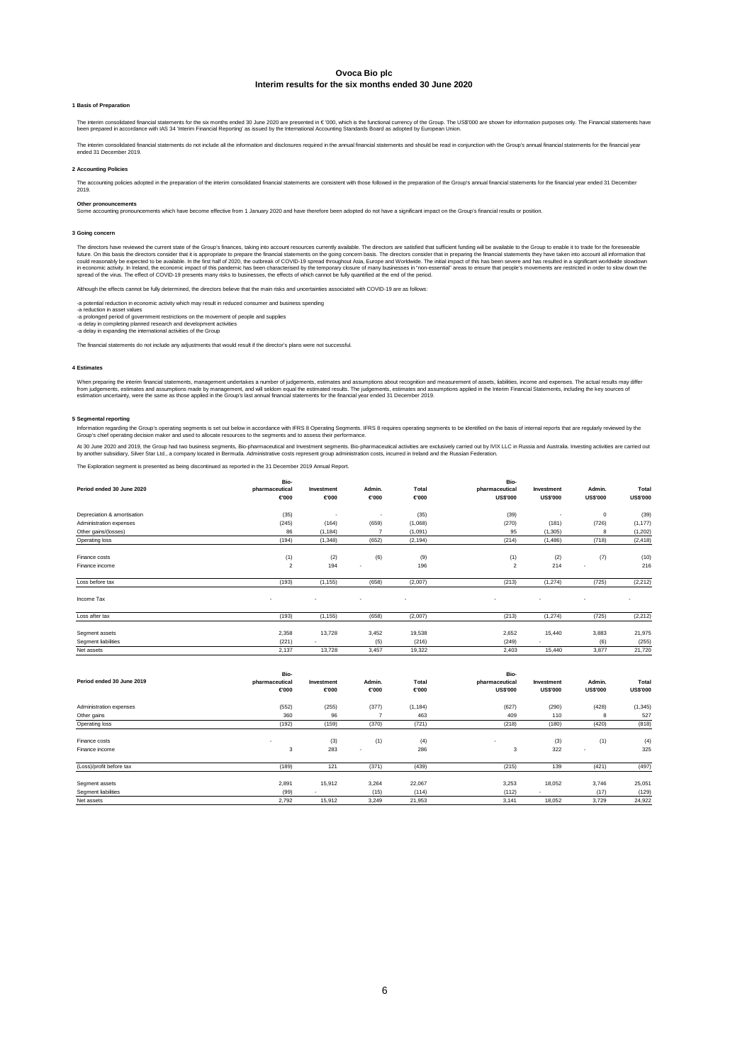# Ovoca Bio plc

## Interim results for the six months ended 30 June 2020

### 1 Basis of Preparation

The interim consolidated financial statements for the six months ended 30 June 2020 are presented in € '000, which is the functional currency of the Group. The US$'000 are shown for information purposes only. The Financial statements have been prepared in accordance with IAS 34 'Interim Financial Reporting' as issued by the International Accounting Standards Board as adopted by European Union.

The interim consolidated financial statements do not include all the information and disclosures required in the annual financial statements and should be read in conjunction with the Group's annual financial statements for the financial year ended 31 December 2019.

### 2 Accounting Policies

The accounting policies adopted in the preparation of the interim consolidated financial statements are consistent with those followed in the preparation of the Group's annual financial statements for the financial year ended 31 December 2019.

**Other pronouncements**
Some accounting pronouncements which have become effective from 1 January 2020 and have therefore been adopted do not have a significant impact on the Group's financial results or position.

### 3 Going concern

The directors have reviewed the current state of the Group's finances, taking into account resources currently available. The directors are satisfied that sufficient funding will be available to the Group to enable it to trade for the foreseeable future. On this basis the directors consider that it is appropriate to prepare the financial statements on the going concern basis. The directors consider that in preparing the financial statements they have taken into account all information that could reasonably be expected to be available. In the first half of 2020, the outbreak of COVID-19 spread throughout Asia, Europe and Worldwide. The initial impact of this has been severe and has resulted in a significant worldwide slowdown in economic activity. In Ireland, the economic impact of this pandemic has been characterised by the temporary closure of many businesses in "non-essential" areas to ensure that people's movements are restricted in order to slow down the spread of the virus. The effect of COVID-19 presents many risks to businesses, the effects of which cannot be fully quantified at the end of the period.

Although the effects cannot be fully determined, the directors believe that the main risks and uncertainties associated with COVID-19 are as follows:

-a potential reduction in economic activity which may result in reduced consumer and business spending
-a reduction in asset values
-a prolonged period of government restrictions on the movement of people and supplies
-a delay in completing planned research and development activities
-a delay in expanding the international activities of the Group

The financial statements do not include any adjustments that would result if the director's plans were not successful.

### 4 Estimates

When preparing the interim financial statements, management undertakes a number of judgements, estimates and assumptions about recognition and measurement of assets, liabilities, income and expenses. The actual results may differ from judgements, estimates and assumptions made by management, and will seldom equal the estimated results. The judgements, estimates and assumptions applied in the Interim Financial Statements, including the key sources of estimation uncertainty, were the same as those applied in the Group's last annual financial statements for the financial year ended 31 December 2019.

### 5 Segmental reporting

Information regarding the Group's operating segments is set out below in accordance with IFRS 8 Operating Segments. IFRS 8 requires operating segments to be identified on the basis of internal reports that are regularly reviewed by the Group's chief operating decision maker and used to allocate resources to the segments and to assess their performance.

At 30 June 2020 and 2019, the Group had two business segments, Bio-pharmaceutical and Investment segments. Bio-pharmaceutical activities are exclusively carried out by IVIX LLC in Russia and Australia. Investing activities are carried out by another subsidiary, Silver Star Ltd., a company located in Bermuda. Administrative costs represent group administration costs, incurred in Ireland and the Russian Federation.

The Exploration segment is presented as being discontinued as reported in the 31 December 2019 Annual Report.

| Period ended 30 June 2020 | Bio-pharmaceutical €'000 | Investment €'000 | Admin. €'000 | Total €'000 | Bio-pharmaceutical US$'000 | Investment US$'000 | Admin. US$'000 | Total US$'000 |
|---|---|---|---|---|---|---|---|---|
| Depreciation & amortisation | (35) | - | - | (35) | (39) | - | 0 | (39) |
| Administration expenses | (245) | (164) | (659) | (1,068) | (270) | (181) | (726) | (1,177) |
| Other gains/(losses) | 86 | (1,184) | 7 | (1,091) | 95 | (1,305) | 8 | (1,202) |
| Operating loss | (194) | (1,348) | (652) | (2,194) | (214) | (1,486) | (718) | (2,418) |
| Finance costs | (1) | (2) | (6) | (9) | (1) | (2) | (7) | (10) |
| Finance income | 2 | 194 | - | 196 | 2 | 214 | - | 216 |
| Loss before tax | (193) | (1,155) | (658) | (2,007) | (213) | (1,274) | (725) | (2,212) |
| Income Tax | - | - | - | - | - | - | - | - |
| Loss after tax | (193) | (1,155) | (658) | (2,007) | (213) | (1,274) | (725) | (2,212) |
| Segment assets | 2,358 | 13,728 | 3,452 | 19,538 | 2,652 | 15,440 | 3,883 | 21,975 |
| Segment liabilities | (221) | - | (5) | (216) | (249) | - | (6) | (255) |
| Net assets | 2,137 | 13,728 | 3,457 | 19,322 | 2,403 | 15,440 | 3,877 | 21,720 |

| Period ended 30 June 2019 | Bio-pharmaceutical €'000 | Investment €'000 | Admin. €'000 | Total €'000 | Bio-pharmaceutical US$'000 | Investment US$'000 | Admin. US$'000 | Total US$'000 |
|---|---|---|---|---|---|---|---|---|
| Administration expenses | (552) | (255) | (377) | (1,184) | (627) | (290) | (428) | (1,345) |
| Other gains | 360 | 96 | 7 | 463 | 409 | 110 | 8 | 527 |
| Operating loss | (192) | (159) | (370) | (721) | (218) | (180) | (420) | (818) |
| Finance costs | - | (3) | (1) | (4) | - | (3) | (1) | (4) |
| Finance income | 3 | 283 | - | 286 | 3 | 322 | - | 325 |
| (Loss)/profit before tax | (189) | 121 | (371) | (439) | (215) | 139 | (421) | (497) |
| Segment assets | 2,891 | 15,912 | 3,264 | 22,067 | 3,253 | 18,052 | 3,746 | 25,051 |
| Segment liabilities | (99) | - | (15) | (114) | (112) | - | (17) | (129) |
| Net assets | 2,792 | 15,912 | 3,249 | 21,953 | 3,141 | 18,052 | 3,729 | 24,922 |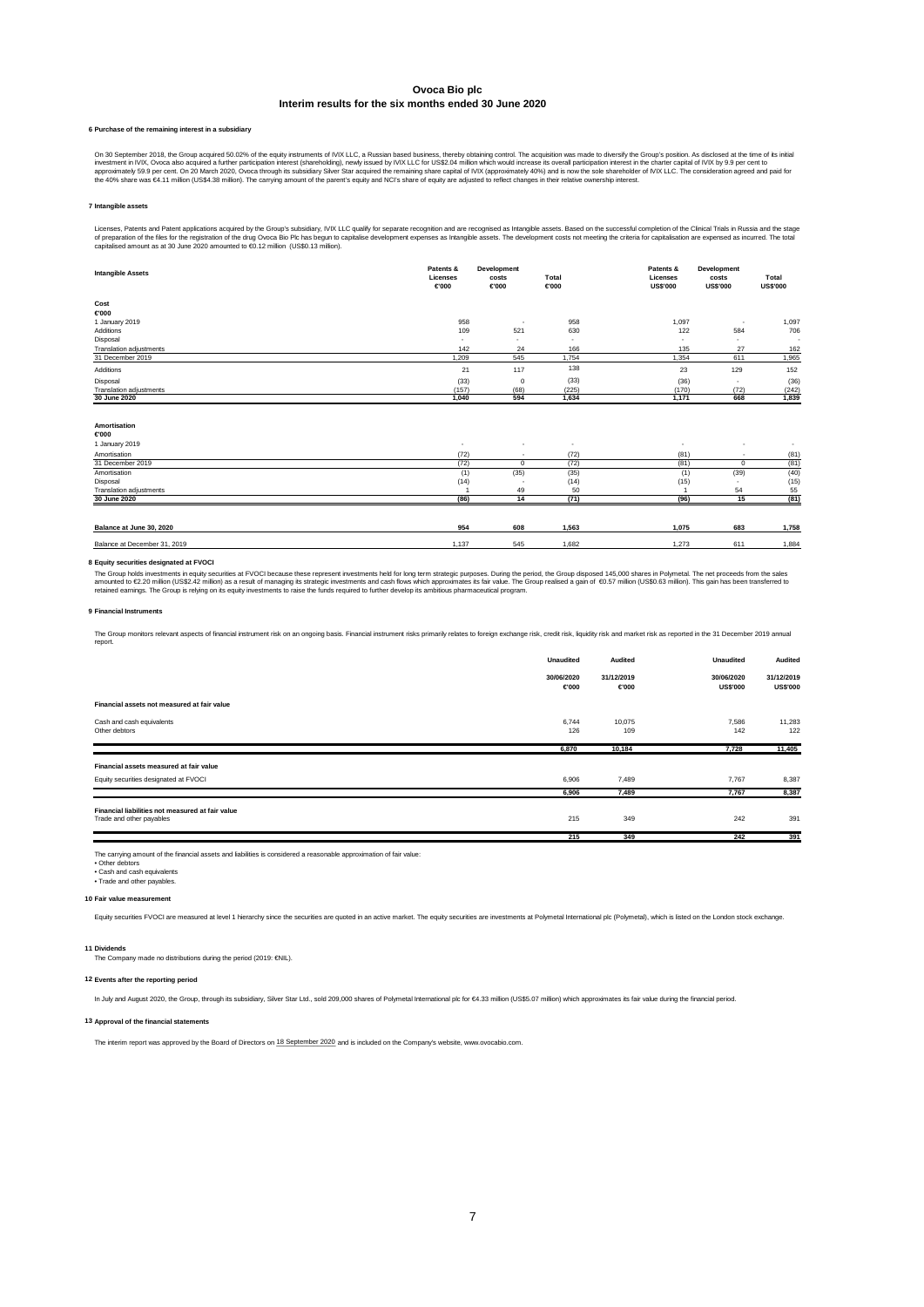# Ovoca Bio plc

## Interim results for the six months ended 30 June 2020

### 6 Purchase of the remaining interest in a subsidiary

On 30 September 2018, the Group acquired 50.02% of the equity instruments of IVIX LLC, a Russian based business, thereby obtaining control. The acquisition was made to diversify the Group's position. As disclosed at the time of its initial investment in IVIX, Ovoca also acquired a further participation interest (shareholding), newly issued by IVIX LLC for US$2.04 million which would increase its overall participation interest in the charter capital of IVIX by 9.9 per cent to approximately 59.9 per cent. On 20 March 2020, Ovoca through its subsidiary Silver Star acquired the remaining share capital of IVIX (approximately 40%) and is now the sole shareholder of IVIX LLC. The consideration agreed and paid for the 40% share was €4.11 million (US$4.38 million). The carrying amount of the parent's equity and NCI's share of equity are adjusted to reflect changes in their relative ownership interest.

### 7 Intangible assets

Licenses, Patents and Patent applications acquired by the Group's subsidiary, IVIX LLC qualify for separate recognition and are recognised as Intangible assets. Based on the successful completion of the Clinical Trials in Russia and the stage of preparation of the files for the registration of the drug Ovoca Bio Plc has begun to capitalise development expenses as Intangible assets. The development costs not meeting the criteria for capitalisation are expensed as incurred. The total capitalised amount as at 30 June 2020 amounted to €0.12 million (US$0.13 million).

| Intangible Assets | Patents & Licenses €'000 | Development costs €'000 | Total €'000 | Patents & Licenses US$'000 | Development costs US$'000 | Total US$'000 |
|---|---|---|---|---|---|---|
| **Cost** | | | | | | |
| **€'000** | | | | | | |
| 1 January 2019 | 958 | - | 958 | 1,097 | - | 1,097 |
| Additions | 109 | 521 | 630 | 122 | 584 | 706 |
| Disposal | - | - | - | - | - | - |
| Translation adjustments | 142 | 24 | 166 | 135 | 27 | 162 |
| 31 December 2019 | 1,209 | 545 | 1,754 | 1,354 | 611 | 1,965 |
| Additions | 21 | 117 | 138 | 23 | 129 | 152 |
| Disposal | (33) | 0 | (33) | (38) | - | (36) |
| Translation adjustments | (157) | (68) | (225) | (170) | (72) | (242) |
| **30 June 2020** | **1,040** | **594** | **1,634** | **1,171** | **668** | **1,839** |
| **Amortisation** | | | | | | |
| **€'000** | | | | | | |
| 1 January 2019 | - | - | - | - | - | - |
| Amortisation | (72) | - | (72) | (81) | - | (81) |
| 31 December 2019 | (72) | 0 | (72) | (81) | 0 | (81) |
| Amortisation | (1) | (35) | (35) | (1) | (39) | (40) |
| Disposal | (14) | - | (14) | (15) | - | (15) |
| Translation adjustments | 1 | 49 | 50 | 1 | 54 | 55 |
| **30 June 2020** | **(86)** | **14** | **(71)** | **(96)** | **15** | **(81)** |
| **Balance at June 30, 2020** | **954** | **608** | **1,563** | **1,075** | **683** | **1,758** |
| Balance at December 31, 2019 | 1,137 | 545 | 1,682 | 1,273 | 611 | 1,884 |

### 8 Equity securities designated at FVOCI

The Group holds investments in equity securities at FVOCI because these represent investments held for long term strategic purposes. During the period, the Group disposed 145,000 shares in Polymetal. The net proceeds from the sales amounted to €2.20 million (US$2.42 million) as a result of managing its strategic investments and cash flows which approximates its fair value. The Group realised a gain of €0.57 million (US$0.63 million). This gain has been transferred to retained earnings. The Group is relying on its equity investments to raise the funds required to further develop its ambitious pharmaceutical program.

### 9 Financial Instruments

The Group monitors relevant aspects of financial instrument risk on an ongoing basis. Financial instrument risks primarily relates to foreign exchange risk, credit risk, liquidity risk and market risk as reported in the 31 December 2019 annual report.

| | Unaudited 30/06/2020 €'000 | Audited 31/12/2019 €'000 | Unaudited 30/06/2020 US$'000 | Audited 31/12/2019 US$'000 |
|---|---|---|---|---|
| **Financial assets not measured at fair value** | | | | |
| Cash and cash equivalents | 6,744 | 10,075 | 7,586 | 11,283 |
| Other debtors | 126 | 109 | 142 | 122 |
| | **6,870** | **10,184** | **7,728** | **11,405** |
| **Financial assets measured at fair value** | | | | |
| Equity securities designated at FVOCI | 6,906 | 7,489 | 7,767 | 8,387 |
| | **6,906** | **7,489** | **7,767** | **8,387** |
| **Financial liabilities not measured at fair value** | | | | |
| Trade and other payables | 215 | 349 | 242 | 391 |
| | **215** | **349** | **242** | **391** |

The carrying amount of the financial assets and liabilities is considered a reasonable approximation of fair value:
- Other debtors
- Cash and cash equivalents
- Trade and other payables.

### 10 Fair value measurement

Equity securities FVOCI are measured at level 1 hierarchy since the securities are quoted in an active market. The equity securities are investments at Polymetal International plc (Polymetal), which is listed on the London stock exchange.

### 11 Dividends

The Company made no distributions during the period (2019: €NIL).

### 12 Events after the reporting period

In July and August 2020, the Group, through its subsidiary, Silver Star Ltd., sold 209,000 shares of Polymetal International plc for €4.33 million (US$5.07 million) which approximates its fair value during the financial period.

### 13 Approval of the financial statements

The interim report was approved by the Board of Directors on 18 September 2020 and is included on the Company's website, www.ovocabio.com.